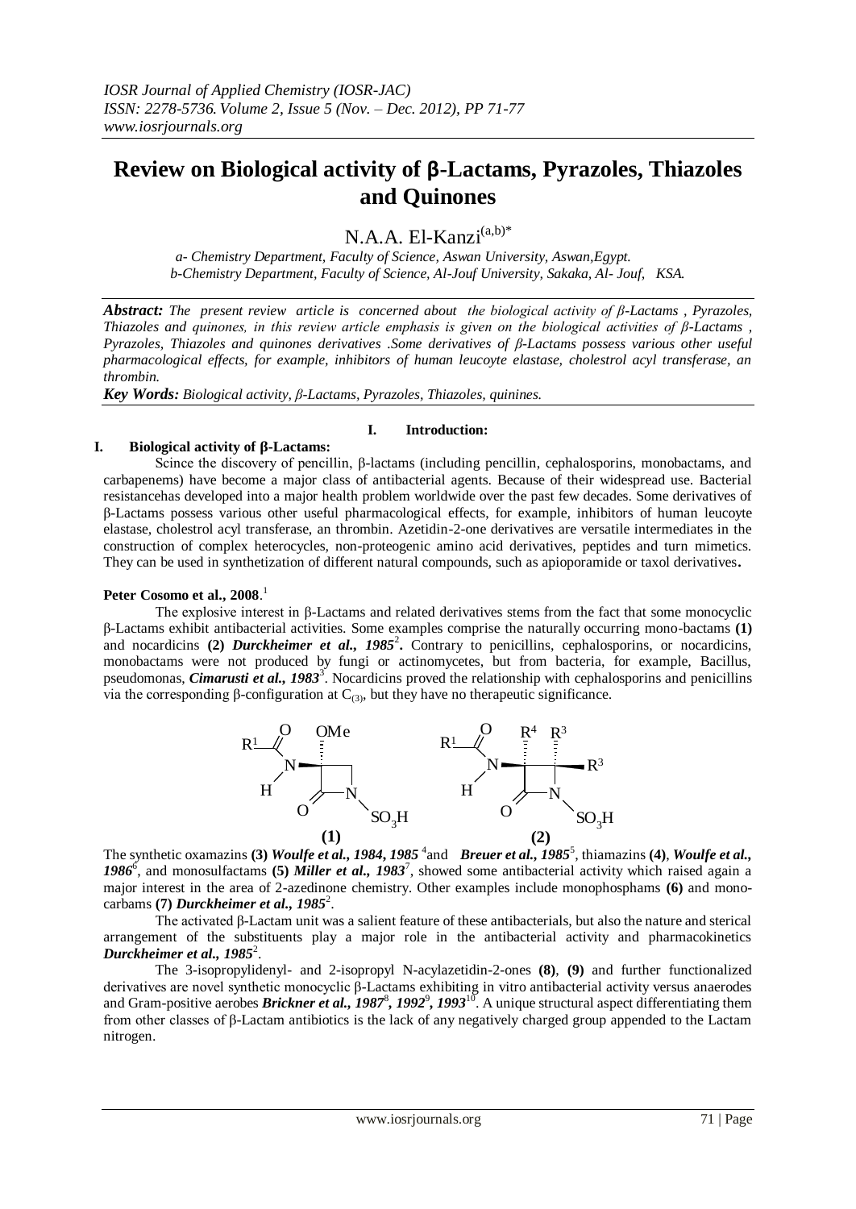*IOSR Journal of Applied Chemistry (IOSR-JAC)*
*ISSN: 2278-5736. Volume 2, Issue 5 (Nov. – Dec. 2012), PP 71-77*
*www.iosrjournals.org*

# Review on Biological activity of β-Lactams, Pyrazoles, Thiazoles and Quinones

N.A.A. El-Kanzi[(a,b)*]

*a- Chemistry Department, Faculty of Science, Aswan University, Aswan,Egypt.*
*b-Chemistry Department, Faculty of Science, Al-Jouf University, Sakaka, Al- Jouf, KSA.*

***Abstract:*** *The present review article is concerned about the biological activity of β-Lactams , Pyrazoles, Thiazoles and quinones, in this review article emphasis is given on the biological activities of β-Lactams , Pyrazoles, Thiazoles and quinones derivatives .Some derivatives of β-Lactams possess various other useful pharmacological effects, for example, inhibitors of human leucoyte elastase, cholestrol acyl transferase, an thrombin.*

***Key Words:*** *Biological activity, β-Lactams, Pyrazoles, Thiazoles, quinines.*

## I. Introduction:

## I. Biological activity of β-Lactams:

Scince the discovery of pencillin, β-lactams (including pencillin, cephalosporins, monobactams, and carbapenems) have become a major class of antibacterial agents. Because of their widespread use. Bacterial resistancehas developed into a major health problem worldwide over the past few decades. Some derivatives of β-Lactams possess various other useful pharmacological effects, for example, inhibitors of human leucoyte elastase, cholestrol acyl transferase, an thrombin. Azetidin-2-one derivatives are versatile intermediates in the construction of complex heterocycles, non-proteogenic amino acid derivatives, peptides and turn mimetics. They can be used in synthetization of different natural compounds, such as apioporamide or taxol derivatives**.**

**Peter Cosomo et al., 2008**.[1]

The explosive interest in β-Lactams and related derivatives stems from the fact that some monocyclic β-Lactams exhibit antibacterial activities. Some examples comprise the naturally occurring mono-bactams **(1)** and nocardicins **(2)** ***Durckheimer et al., 1985***[2]**.** Contrary to penicillins, cephalosporins, or nocardicins, monobactams were not produced by fungi or actinomycetes, but from bacteria, for example, Bacillus, pseudomonas, ***Cimarusti et al., 1983***[3]. Nocardicins proved the relationship with cephalosporins and penicillins via the corresponding β-configuration at $C_{(3)}$, but they have no therapeutic significance.

**(1)** **(2)**

The synthetic oxamazins **(3)** ***Woulfe et al., 1984, 1985*** [4]and ***Breuer et al., 1985***[5], thiamazins **(4)**, ***Woulfe et al., 1986***[6], and monosulfactams **(5)** ***Miller et al., 1983***[7], showed some antibacterial activity which raised again a major interest in the area of 2-azedinone chemistry. Other examples include monophosphams **(6)** and mono-carbams **(7)** ***Durckheimer et al., 1985***[2].

The activated β-Lactam unit was a salient feature of these antibacterials, but also the nature and sterical arrangement of the substituents play a major role in the antibacterial activity and pharmacokinetics ***Durckheimer et al., 1985***[2].

The 3-isopropylidenyl- and 2-isopropyl N-acylazetidin-2-ones **(8)**, **(9)** and further functionalized derivatives are novel synthetic monocyclic β-Lactams exhibiting in vitro antibacterial activity versus anaerodes and Gram-positive aerobes ***Brickner et al., 1987***[8]***, 1992***[9]***, 1993***[10]. A unique structural aspect differentiating them from other classes of β-Lactam antibiotics is the lack of any negatively charged group appended to the Lactam nitrogen.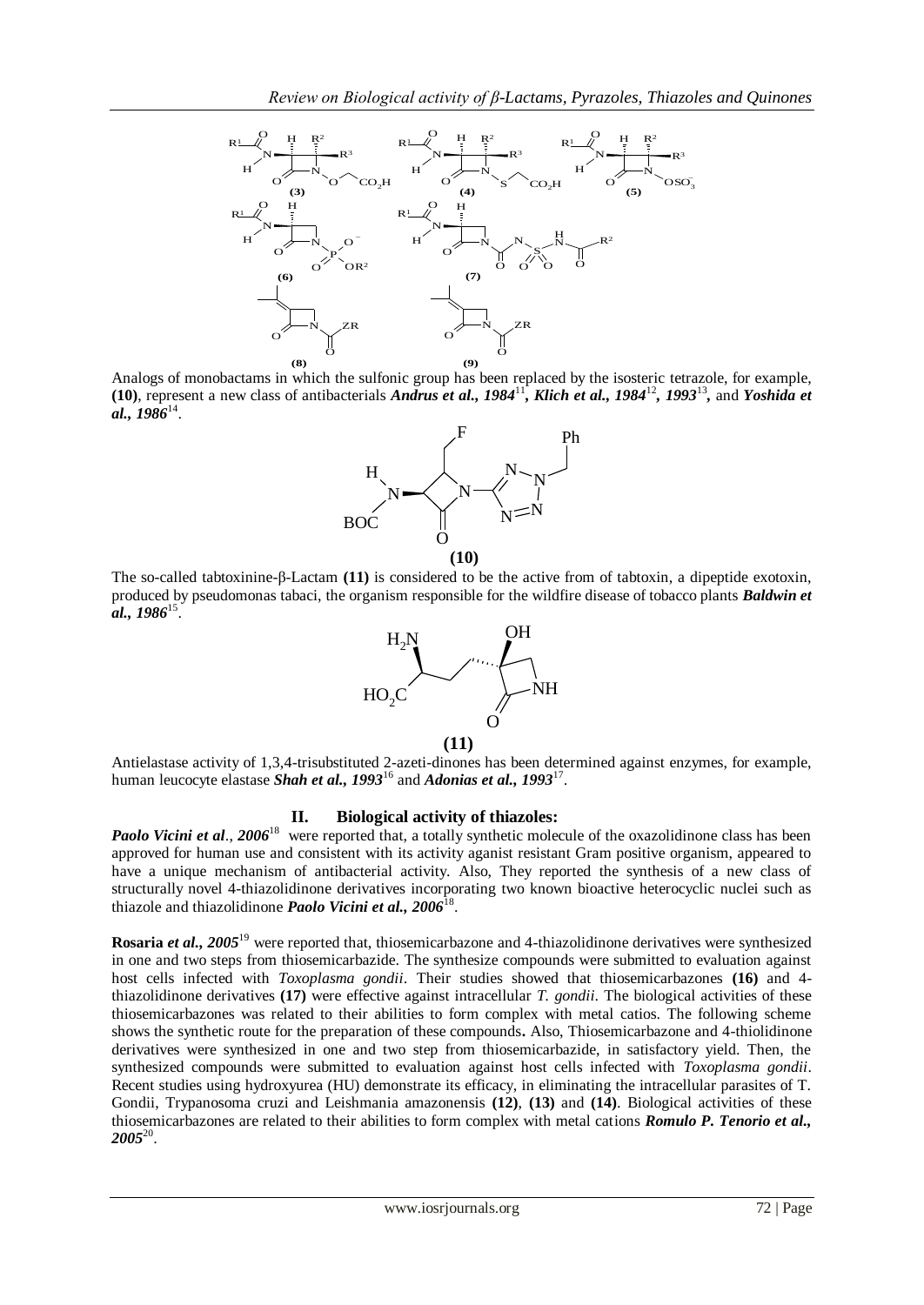Analogs of monobactams in which the sulfonic group has been replaced by the isosteric tetrazole, for example, **(10)**, represent a new class of antibacterials ***Andrus et al., 1984***[11]***, Klich et al., 1984***[12]***, 1993***[13]***,*** and ***Yoshida et al., 1986***[14].

**(10)**

The so-called tabtoxinine-β-Lactam **(11)** is considered to be the active from of tabtoxin, a dipeptide exotoxin, produced by pseudomonas tabaci, the organism responsible for the wildfire disease of tobacco plants ***Baldwin et al., 1986***[15].

**(11)**

Antielastase activity of 1,3,4-trisubstituted 2-azeti-dinones has been determined against enzymes, for example, human leucocyte elastase ***Shah et al., 1993***[16] and ***Adonias et al., 1993***[17].

## II. Biological activity of thiazoles:

***Paolo Vicini et al*., *2006***[18] were reported that, a totally synthetic molecule of the oxazolidinone class has been approved for human use and consistent with its activity aganist resistant Gram positive organism, appeared to have a unique mechanism of antibacterial activity. Also, They reported the synthesis of a new class of structurally novel 4-thiazolidinone derivatives incorporating two known bioactive heterocyclic nuclei such as thiazole and thiazolidinone ***Paolo Vicini et al., 2006***[18].

**Rosaria *et al., 2005***[19] were reported that, thiosemicarbazone and 4-thiazolidinone derivatives were synthesized in one and two steps from thiosemicarbazide. The synthesize compounds were submitted to evaluation against host cells infected with *Toxoplasma gondii*. Their studies showed that thiosemicarbazones **(16)** and 4-thiazolidinone derivatives **(17)** were effective against intracellular *T. gondii*. The biological activities of these thiosemicarbazones was related to their abilities to form complex with metal catios. The following scheme shows the synthetic route for the preparation of these compounds**.** Also, Thiosemicarbazone and 4-thiolidinone derivatives were synthesized in one and two step from thiosemicarbazide, in satisfactory yield. Then, the synthesized compounds were submitted to evaluation against host cells infected with *Toxoplasma gondii*. Recent studies using hydroxyurea (HU) demonstrate its efficacy, in eliminating the intracellular parasites of T. Gondii, Trypanosoma cruzi and Leishmania amazonensis **(12)**, **(13)** and **(14)**. Biological activities of these thiosemicarbazones are related to their abilities to form complex with metal cations ***Romulo P. Tenorio et al., 2005***[20].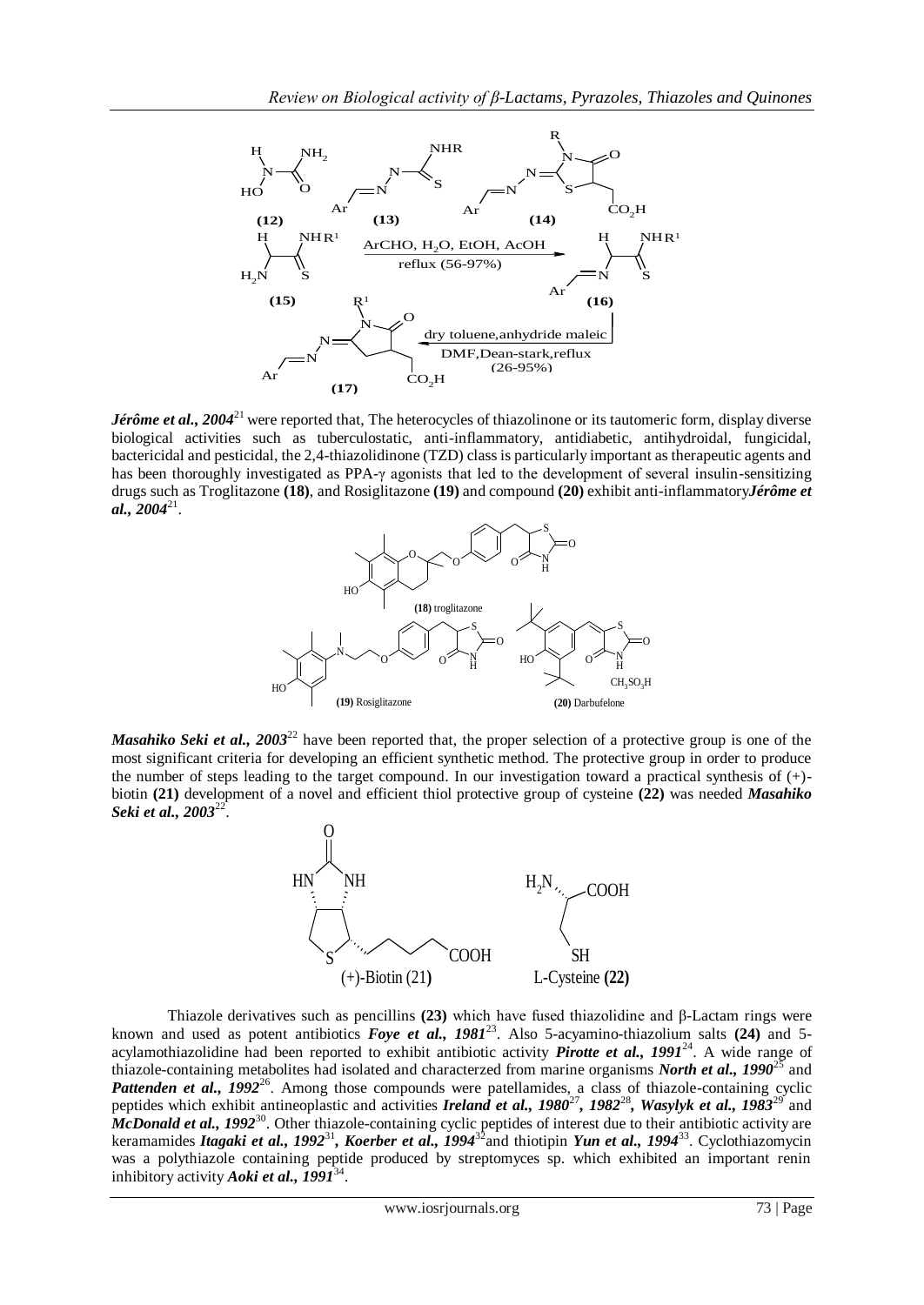***Jérôme et al., 2004***[21] were reported that, The heterocycles of thiazolinone or its tautomeric form, display diverse biological activities such as tuberculostatic, anti-inflammatory, antidiabetic, antihydroidal, fungicidal, bactericidal and pesticidal, the 2,4-thiazolidinone (TZD) class is particularly important as therapeutic agents and has been thoroughly investigated as PPA-γ agonists that led to the development of several insulin-sensitizing drugs such as Troglitazone **(18)**, and Rosiglitazone **(19)** and compound **(20)** exhibit anti-inflammatory***Jérôme et al., 2004***[21].

***Masahiko Seki et al., 2003***[22] have been reported that, the proper selection of a protective group is one of the most significant criteria for developing an efficient synthetic method. The protective group in order to produce the number of steps leading to the target compound. In our investigation toward a practical synthesis of (+)-biotin **(21)** development of a novel and efficient thiol protective group of cysteine **(22)** was needed ***Masahiko Seki et al., 2003***[22].

Thiazole derivatives such as pencillins **(23)** which have fused thiazolidine and β-Lactam rings were known and used as potent antibiotics ***Foye et al., 1981***[23]. Also 5-acyamino-thiazolium salts **(24)** and 5-acylamothiazolidine had been reported to exhibit antibiotic activity ***Pirotte et al., 1991***[24]. A wide range of thiazole-containing metabolites had isolated and characterzed from marine organisms ***North et al., 1990***[25] and ***Pattenden et al., 1992***[26]. Among those compounds were patellamides, a class of thiazole-containing cyclic peptides which exhibit antineoplastic and activities ***Ireland et al., 1980***[27], ***1982***[28], ***Wasylyk et al., 1983***[29] and ***McDonald et al., 1992***[30]. Other thiazole-containing cyclic peptides of interest due to their antibiotic activity are keramamides ***Itagaki et al., 1992***[31], ***Koerber et al., 1994***[32] and thiotipin ***Yun et al., 1994***[33]. Cyclothiazomycin was a polythiazole containing peptide produced by streptomyces sp. which exhibited an important renin inhibitory activity ***Aoki et al., 1991***[34].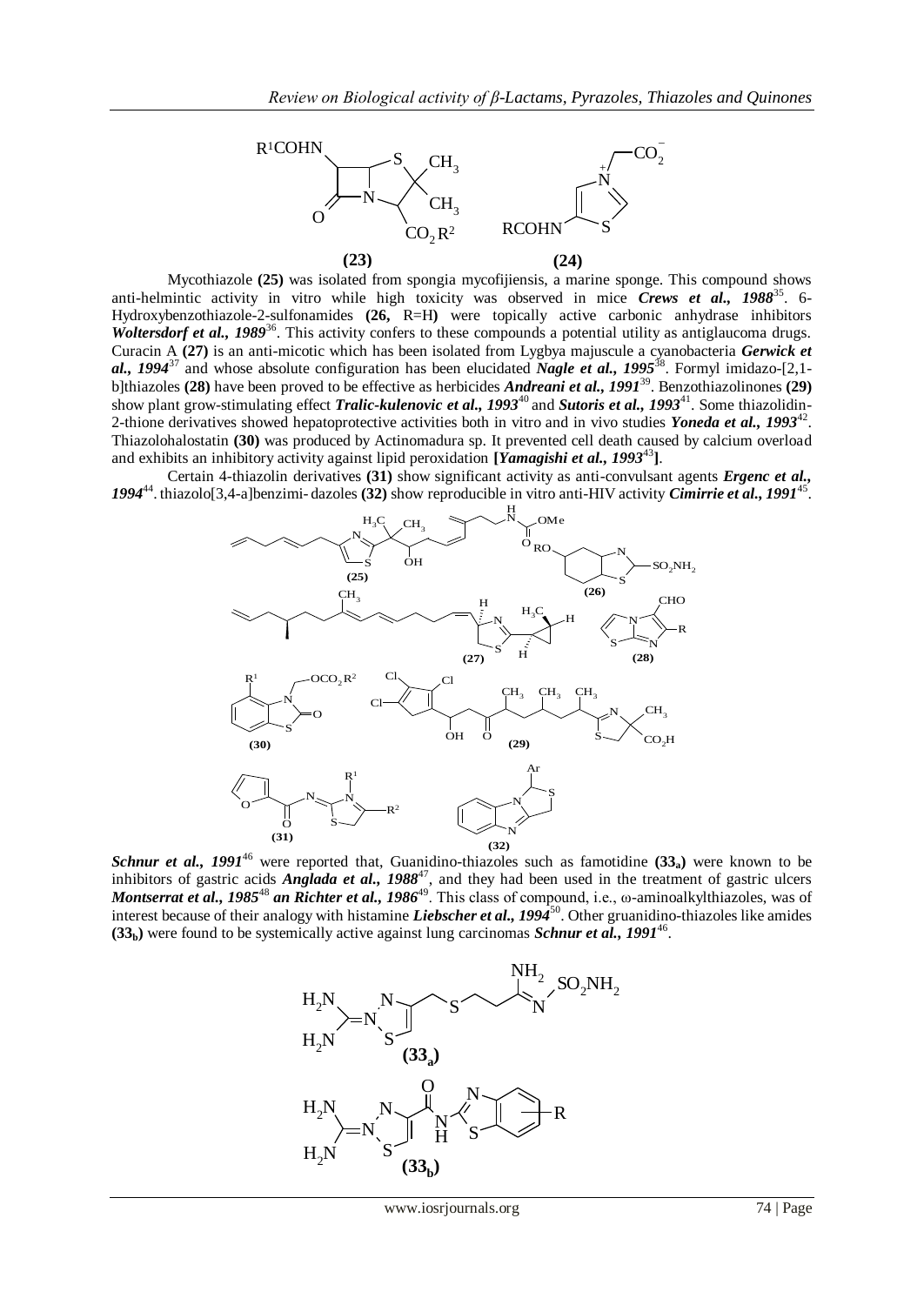(23)    (24)

Mycothiazole **(25)** was isolated from spongia mycofijiensis, a marine sponge. This compound shows anti-helmintic activity in vitro while high toxicity was observed in mice ***Crews et al., 1988***[35]. 6-Hydroxybenzothiazole-2-sulfonamides **(26,** R=H**)** were topically active carbonic anhydrase inhibitors ***Woltersdorf et al., 1989***[36]. This activity confers to these compounds a potential utility as antiglaucoma drugs. Curacin A **(27)** is an anti-micotic which has been isolated from Lygbya majuscule a cyanobacteria ***Gerwick et al., 1994***[37] and whose absolute configuration has been elucidated ***Nagle et al., 1995***[38]. Formyl imidazo-[2,1-b]thiazoles **(28)** have been proved to be effective as herbicides ***Andreani et al., 1991***[39]. Benzothiazolinones **(29)** show plant grow-stimulating effect ***Tralic-kulenovic et al., 1993***[40] and ***Sutoris et al., 1993***[41]. Some thiazolidin-2-thione derivatives showed hepatoprotective activities both in vitro and in vivo studies ***Yoneda et al., 1993***[42]. Thiazolohalostatin **(30)** was produced by Actinomadura sp. It prevented cell death caused by calcium overload and exhibits an inhibitory activity against lipid peroxidation **[*Yamagishi et al., 1993***[43]**]**.

Certain 4-thiazolin derivatives **(31)** show significant activity as anti-convulsant agents ***Ergenc et al., 1994***[44]. thiazolo[3,4-a]benzimi- dazoles **(32)** show reproducible in vitro anti-HIV activity ***Cimirrie et al., 1991***[45].

(25)    (26)    (27)    (28)    (30)    (29)    (31)    (32)

***Schnur et al., 1991***[46] were reported that, Guanidino-thiazoles such as famotidine **($33_a$)** were known to be inhibitors of gastric acids ***Anglada et al., 1988***[47], and they had been used in the treatment of gastric ulcers ***Montserrat et al., 1985***[48] ***an Richter et al., 1986***[49]. This class of compound, i.e., ω-aminoalkylthiazoles, was of interest because of their analogy with histamine ***Liebscher et al., 1994***[50]. Other gruanidino-thiazoles like amides **($33_b$)** were found to be systemically active against lung carcinomas ***Schnur et al., 1991***[46].

($33_a$)

($33_b$)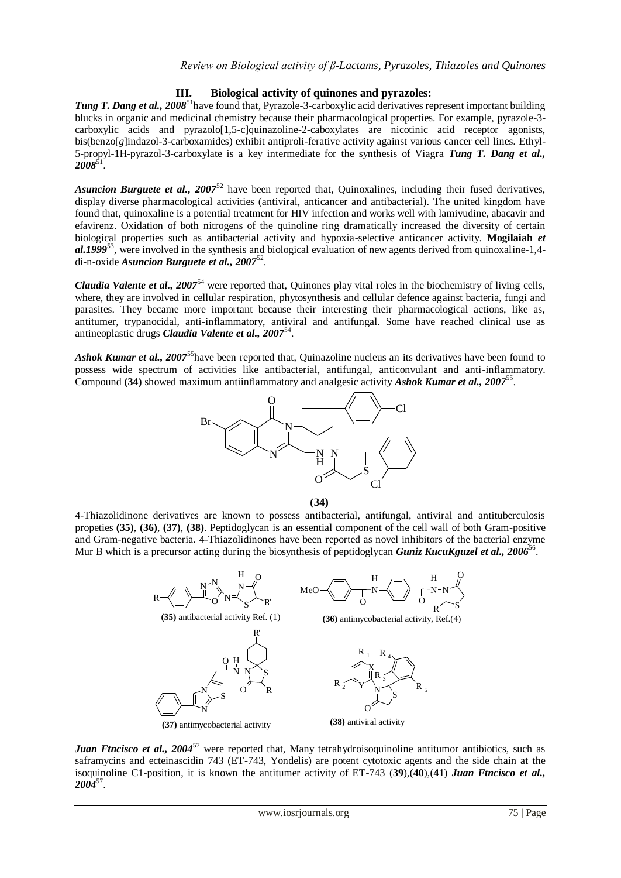## III. Biological activity of quinones and pyrazoles:

***Tung T. Dang et al., 2008***[51] have found that, Pyrazole-3-carboxylic acid derivatives represent important building blucks in organic and medicinal chemistry because their pharmacological properties. For example, pyrazole-3-carboxylic acids and pyrazolo[1,5-c]quinazoline-2-caboxylates are nicotinic acid receptor agonists, bis(benzo[*g*]indazol-3-carboxamides) exhibit antiproli-ferative activity against various cancer cell lines. Ethyl-5-propyl-1H-pyrazol-3-carboxylate is a key intermediate for the synthesis of Viagra ***Tung T. Dang et al., 2008***[51].

***Asuncion Burguete et al., 2007***[52] have been reported that, Quinoxalines, including their fused derivatives, display diverse pharmacological activities (antiviral, anticancer and antibacterial). The united kingdom have found that, quinoxaline is a potential treatment for HIV infection and works well with lamivudine, abacavir and efavirenz. Oxidation of both nitrogens of the quinoline ring dramatically increased the diversity of certain biological properties such as antibacterial activity and hypoxia-selective anticancer activity. **Mogilaiah *et al.1999***[53], were involved in the synthesis and biological evaluation of new agents derived from quinoxaline-1,4-di-n-oxide ***Asuncion Burguete et al., 2007***[52].

***Claudia Valente et al., 2007***[54] were reported that, Quinones play vital roles in the biochemistry of living cells, where, they are involved in cellular respiration, phytosynthesis and cellular defence against bacteria, fungi and parasites. They became more important because their interesting their pharmacological actions, like as, antitumer, trypanocidal, anti-inflammatory, antiviral and antifungal. Some have reached clinical use as antineoplastic drugs ***Claudia Valente et al., 2007***[54].

***Ashok Kumar et al., 2007***[55] have been reported that, Quinazoline nucleus an its derivatives have been found to possess wide spectrum of activities like antibacterial, antifungal, anticonvulant and anti-inflammatory. Compound **(34)** showed maximum antiinflammatory and analgesic activity ***Ashok Kumar et al., 2007***[55].

**(34)**

4-Thiazolidinone derivatives are known to possess antibacterial, antifungal, antiviral and antituberculosis propeties **(35)**, **(36)**, **(37)**, **(38)**. Peptidoglycan is an essential component of the cell wall of both Gram-positive and Gram-negative bacteria. 4-Thiazolidinones have been reported as novel inhibitors of the bacterial enzyme Mur B which is a precursor acting during the biosynthesis of peptidoglycan ***Guniz KucuKguzel et al., 2006***[56].

**(35)** antibacterial activity Ref. (1)

**(36)** antimycobacterial activity, Ref.(4)

**(37)** antimycobacterial activity

**(38)** antiviral activity

***Juan Ftncisco et al., 2004***[57] were reported that, Many tetrahydroisoquinoline antitumor antibiotics, such as saframycins and ecteinascidin 743 (ET-743, Yondelis) are potent cytotoxic agents and the side chain at the isoquinoline C1-position, it is known the antitumer activity of ET-743 (**39**),(**40**),(**41**) ***Juan Ftncisco et al., 2004***[57].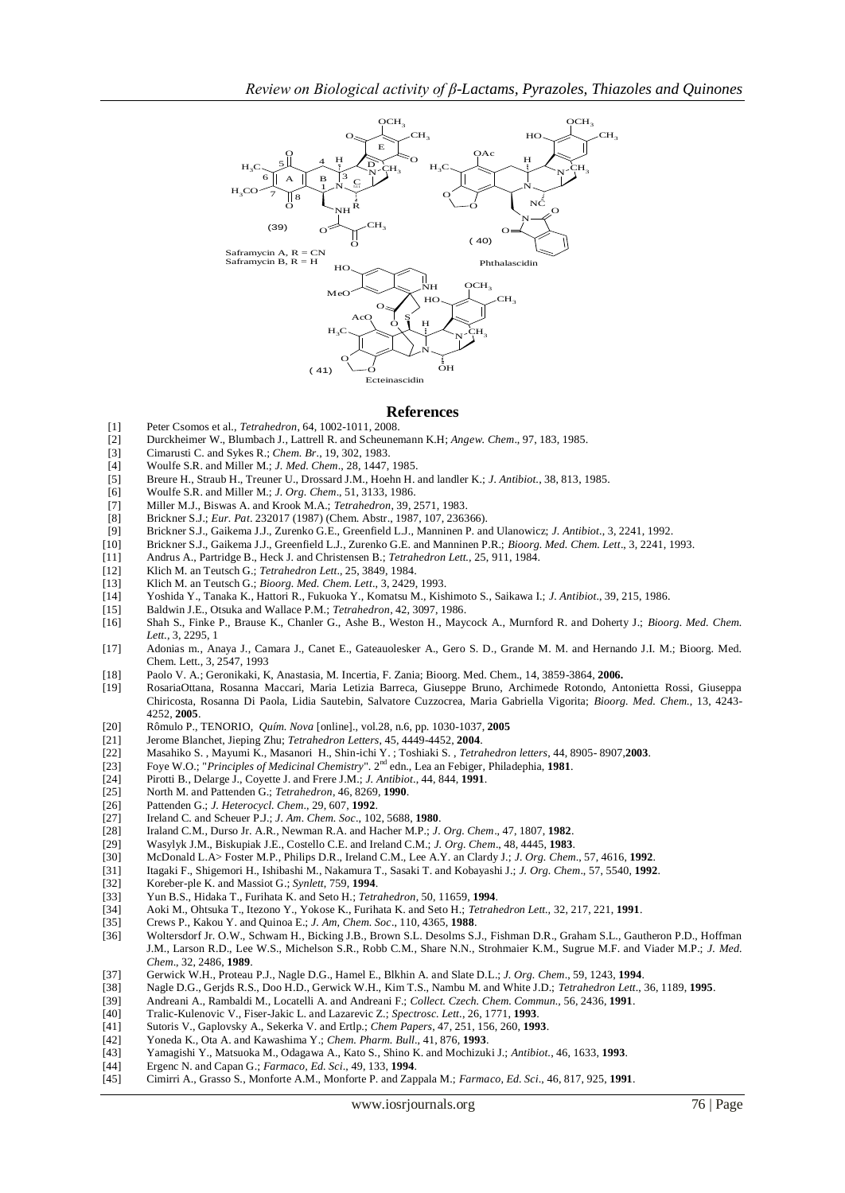Saframycin A, R = CN
Saframycin B, R = H

(39)

Phthalascidin

(40)

Ecteinascidin

(41)

## References

[1] Peter Csomos et al., *Tetrahedron*, 64, 1002-1011, 2008.
[2] Durckheimer W., Blumbach J., Lattrell R. and Scheunemann K.H; *Angew. Chem*., 97, 183, 1985.
[3] Cimarusti C. and Sykes R.; *Chem. Br*., 19, 302, 1983.
[4] Woulfe S.R. and Miller M.; *J. Med. Chem*., 28, 1447, 1985.
[5] Breure H., Straub H., Treuner U., Drossard J.M., Hoehn H. and landler K.; *J. Antibiot.*, 38, 813, 1985.
[6] Woulfe S.R. and Miller M.; *J. Org. Chem*., 51, 3133, 1986.
[7] Miller M.J., Biswas A. and Krook M.A.; *Tetrahedron*, 39, 2571, 1983.
[8] Brickner S.J.; *Eur. Pat*. 232017 (1987) (Chem. Abstr., 1987, 107, 236366).
[9] Brickner S.J., Gaikema J.J., Zurenko G.E., Greenfield L.J., Manninen P. and Ulanowicz; *J. Antibiot*., 3, 2241, 1992.
[10] Brickner S.J., Gaikema J.J., Greenfield L.J., Zurenko G.E. and Manninen P.R.; *Bioorg. Med. Chem. Lett*., 3, 2241, 1993.
[11] Andrus A., Partridge B., Heck J. and Christensen B.; *Tetrahedron Lett.*, 25, 911, 1984.
[12] Klich M. an Teutsch G.; *Tetrahedron Lett*., 25, 3849, 1984.
[13] Klich M. an Teutsch G.; *Bioorg. Med. Chem. Lett*., 3, 2429, 1993.
[14] Yoshida Y., Tanaka K., Hattori R., Fukuoka Y., Komatsu M., Kishimoto S., Saikawa I.; *J. Antibiot*., 39, 215, 1986.
[15] Baldwin J.E., Otsuka and Wallace P.M.; *Tetrahedron*, 42, 3097, 1986.
[16] Shah S., Finke P., Brause K., Chanler G., Ashe B., Weston H., Maycock A., Murnford R. and Doherty J.; *Bioorg. Med. Chem. Lett.*, 3, 2295, 1
[17] Adonias m., Anaya J., Camara J., Canet E., Gateauolesker A., Gero S. D., Grande M. M. and Hernando J.I. M.; Bioorg. Med. Chem. Lett., 3, 2547, 1993
[18] Paolo V. A.; Geronikaki, K, Anastasia, M. Incertia, F. Zania; Bioorg. Med. Chem., 14, 3859-3864, **2006.**
[19] RosariaOttana, Rosanna Maccari, Maria Letizia Barreca, Giuseppe Bruno, Archimede Rotondo, Antonietta Rossi, Giuseppa Chiricosta, Rosanna Di Paola, Lidia Sautebin, Salvatore Cuzzocrea, Maria Gabriella Vigorita; *Bioorg. Med. Chem.*, 13, 4243-4252, **2005**.
[20] Rômulo P., TENORIO, *Quím. Nova* [online]., vol.28, n.6, pp. 1030-1037, **2005**
[21] Jerome Blanchet, Jieping Zhu; *Tetrahedron Letters*, 45, 4449-4452, **2004**.
[22] Masahiko S. , Mayumi K., Masanori H., Shin-ichi Y. ; Toshiaki S. , *Tetrahedron letters*, 44, 8905- 8907,**2003**.
[23] Foye W.O.; "*Principles of Medicinal Chemistry*". 2nd edn., Lea an Febiger, Philadephia, **1981**.
[24] Pirotti B., Delarge J., Coyette J. and Frere J.M.; *J. Antibiot*., 44, 844, **1991**.
[25] North M. and Pattenden G.; *Tetrahedron*, 46, 8269, **1990**.
[26] Pattenden G.; *J. Heterocycl. Chem*., 29, 607, **1992**.
[27] Ireland C. and Scheuer P.J.; *J. Am. Chem. Soc*., 102, 5688, **1980**.
[28] Iraland C.M., Durso Jr. A.R., Newman R.A. and Hacher M.P.; *J. Org. Chem*., 47, 1807, **1982**.
[29] Wasylyk J.M., Biskupiak J.E., Costello C.E. and Ireland C.M.; *J. Org. Chem*., 48, 4445, **1983**.
[30] McDonald L.A> Foster M.P., Philips D.R., Ireland C.M., Lee A.Y. an Clardy J.; *J. Org. Chem*., 57, 4616, **1992**.
[31] Itagaki F., Shigemori H., Ishibashi M., Nakamura T., Sasaki T. and Kobayashi J.; *J. Org. Chem*., 57, 5540, **1992**.
[32] Koreber-ple K. and Massiot G.; *Synlett*, 759, **1994**.
[33] Yun B.S., Hidaka T., Furihata K. and Seto H.; *Tetrahedron*, 50, 11659, **1994**.
[34] Aoki M., Ohtsuka T., Itezono Y., Yokose K., Furihata K. and Seto H.; *Tetrahedron Lett*., 32, 217, 221, **1991**.
[35] Crews P., Kakou Y. and Quinoa E.; *J. Am, Chem. Soc*., 110, 4365, **1988**.
[36] Woltersdorf Jr. O.W., Schwam H., Bicking J.B., Brown S.L. Desolms S.J., Fishman D.R., Graham S.L., Gautheron P.D., Hoffman J.M., Larson R.D., Lee W.S., Michelson S.R., Robb C.M., Share N.N., Strohmaier K.M., Sugrue M.F. and Viader M.P.; *J. Med. Chem*., 32, 2486, **1989**.
[37] Gerwick W.H., Proteau P.J., Nagle D.G., Hamel E., Blkhin A. and Slate D.L.; *J. Org. Chem*., 59, 1243, **1994**.
[38] Nagle D.G., Gerjds R.S., Doo H.D., Gerwick W.H., Kim T.S., Nambu M. and White J.D.; *Tetrahedron Lett*., 36, 1189, **1995**.
[39] Andreani A., Rambaldi M., Locatelli A. and Andreani F.; *Collect. Czech. Chem. Commun*., 56, 2436, **1991**.
[40] Tralic-Kulenovic V., Fiser-Jakic L. and Lazarevic Z.; *Spectrosc. Lett*., 26, 1771, **1993**.
[41] Sutoris V., Gaplovsky A., Sekerka V. and Ertlp.; *Chem Papers*, 47, 251, 156, 260, **1993**.
[42] Yoneda K., Ota A. and Kawashima Y.; *Chem. Pharm. Bull*., 41, 876, **1993**.
[43] Yamagishi Y., Matsuoka M., Odagawa A., Kato S., Shino K. and Mochizuki J.; *Antibiot.*, 46, 1633, **1993**.
[44] Ergenc N. and Capan G.; *Farmaco, Ed. Sci*., 49, 133, **1994**.
[45] Cimirri A., Grasso S., Monforte A.M., Monforte P. and Zappala M.; *Farmaco, Ed. Sci*., 46, 817, 925, **1991**.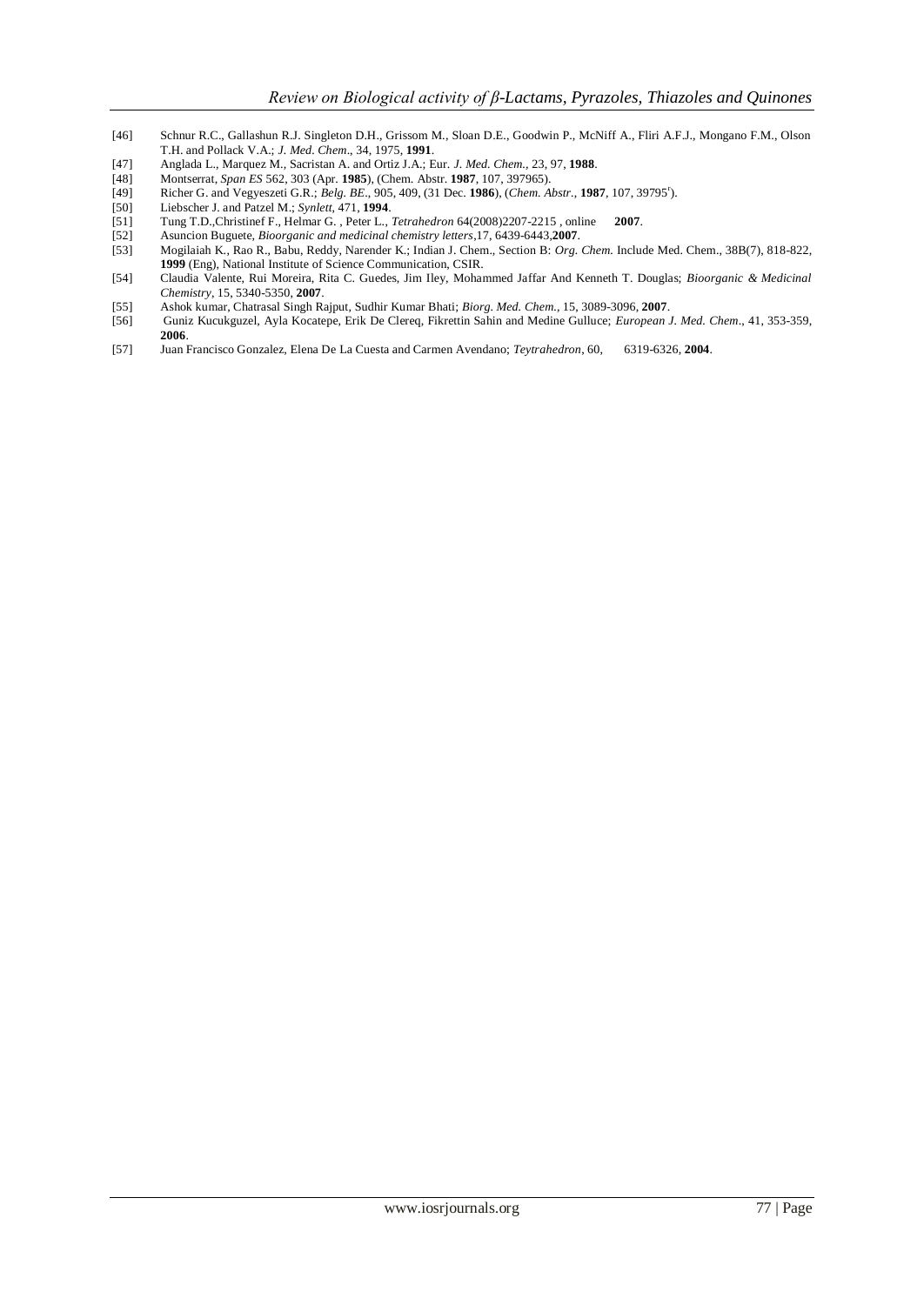[46] Schnur R.C., Gallashun R.J. Singleton D.H., Grissom M., Sloan D.E., Goodwin P., McNiff A., Fliri A.F.J., Mongano F.M., Olson T.H. and Pollack V.A.; *J. Med. Chem*., 34, 1975, **1991**.

[47] Anglada L., Marquez M., Sacristan A. and Ortiz J.A.; Eur. *J. Med. Chem.*, 23, 97, **1988**.

[48] Montserrat, *Span ES* 562, 303 (Apr. **1985**), (Chem. Abstr. **1987**, 107, 397965).

[49] Richer G. and Vegyeszeti G.R.; *Belg. BE*., 905, 409, (31 Dec. **1986**), (*Chem. Abstr.*, **1987**, 107, 39795ᶠ).

[50] Liebscher J. and Patzel M.; *Synlett*, 471, **1994**.

[51] Tung T.D.,Christinef F., Helmar G. , Peter L., *Tetrahedron* 64(2008)2207-2215 , online **2007**.

[52] Asuncion Buguete, *Bioorganic and medicinal chemistry letters*,17, 6439-6443,**2007**.

[53] Mogilaiah K., Rao R., Babu, Reddy, Narender K.; Indian J. Chem., Section B: *Org. Chem.* Include Med. Chem., 38B(7), 818-822, **1999** (Eng), National Institute of Science Communication, CSIR.

[54] Claudia Valente, Rui Moreira, Rita C. Guedes, Jim Iley, Mohammed Jaffar And Kenneth T. Douglas; *Bioorganic & Medicinal Chemistry*, 15, 5340-5350, **2007**.

[55] Ashok kumar, Chatrasal Singh Rajput, Sudhir Kumar Bhati; *Biorg. Med. Chem.*, 15, 3089-3096, **2007**.

[56] Guniz Kucukguzel, Ayla Kocatepe, Erik De Clereq, Fikrettin Sahin and Medine Gulluce; *European J. Med. Chem*., 41, 353-359, **2006**.

[57] Juan Francisco Gonzalez, Elena De La Cuesta and Carmen Avendano; *Teytrahedron*, 60, 6319-6326, **2004**.